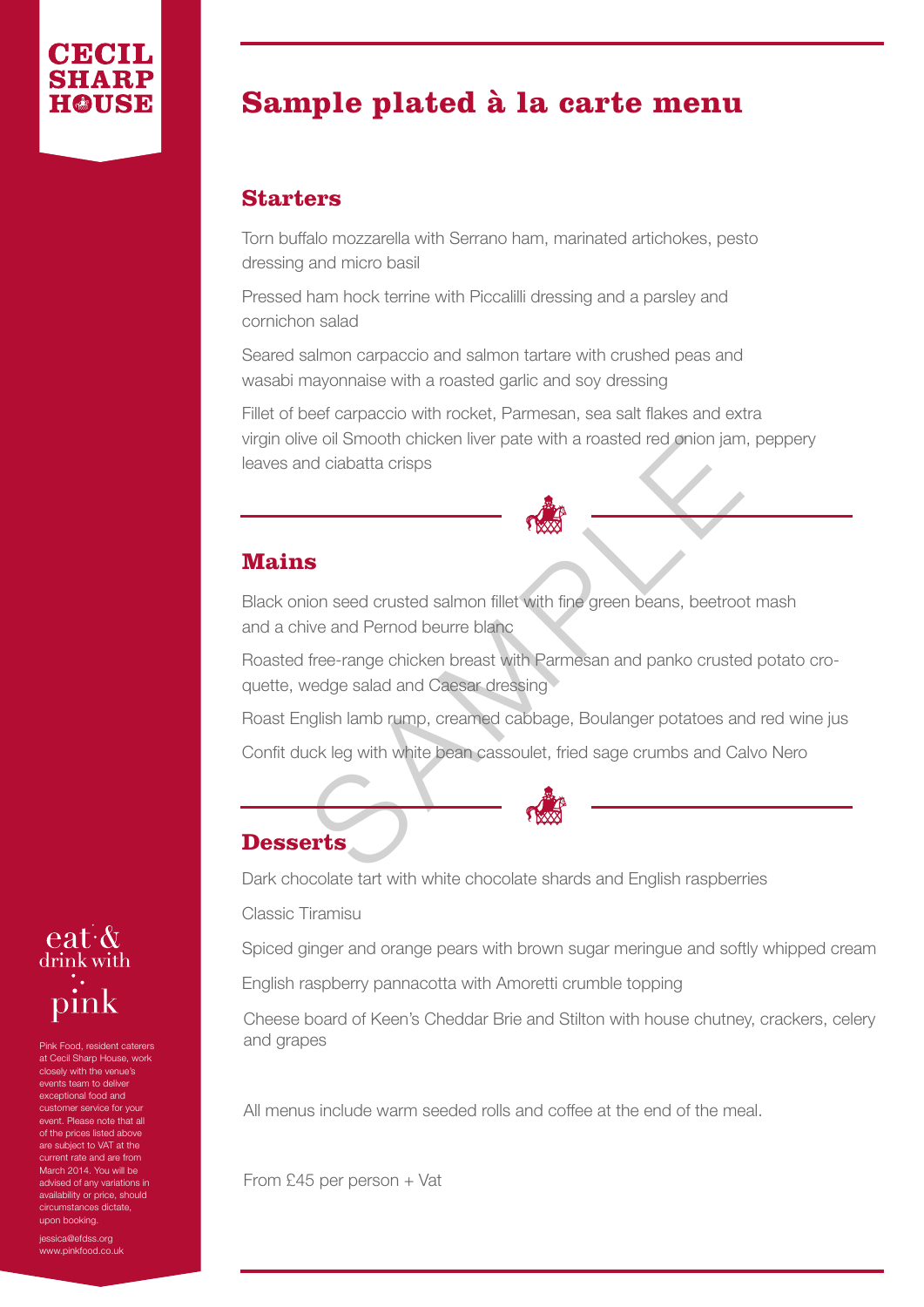CECIL SHARP HOUSE

# Sample plated à la carte menu

## Starters

Torn buffalo mozzarella with Serrano ham, marinated artichokes, pesto dressing and micro basil

Pressed ham hock terrine with Piccalilli dressing and a parsley and cornichon salad

Seared salmon carpaccio and salmon tartare with crushed peas and wasabi mayonnaise with a roasted garlic and soy dressing

Fillet of beef carpaccio with rocket, Parmesan, sea salt flakes and extra virgin olive oil Smooth chicken liver pate with a roasted red onion jam, peppery leaves and ciabatta crisps

## Mains

Black onion seed crusted salmon fillet with fine green beans, beetroot mash and a chive and Pernod beurre blanc

Roasted free-range chicken breast with Parmesan and panko crusted potato croquette, wedge salad and Caesar dressing

Roast English lamb rump, creamed cabbage, Boulanger potatoes and red wine jus

Confit duck leg with white bean cassoulet, fried sage crumbs and Calvo Nero

## Desserts

Dark chocolate tart with white chocolate shards and English raspberries

Classic Tiramisu

Spiced ginger and orange pears with brown sugar meringue and softly whipped cream

English raspberry pannacotta with Amoretti crumble topping

Cheese board of Keen's Cheddar Brie and Stilton with house chutney, crackers, celery and grapes

All menus include warm seeded rolls and coffee at the end of the meal.

From £45 per person + Vat

eat & drink with pink

Pink Food, resident caterers at Cecil Sharp House, work closely with the venue's events team to deliver exceptional food and customer service for your event. Please note that all of the prices listed above are subject to VAT at the current rate and are from March 2014. You will be advised of any variations in availability or price, should circumstances dictate, upon booking.

jessica@efdss.org
www.pinkfood.co.uk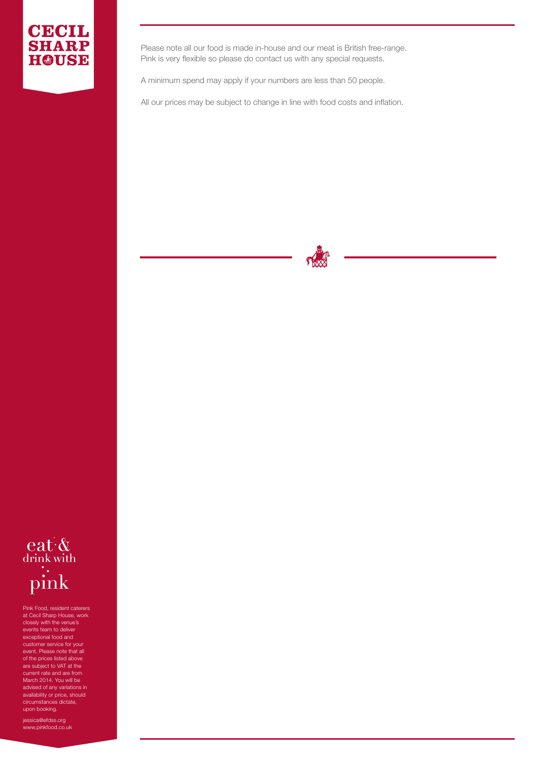Please note all our food is made in-house and our meat is British free-range.
Pink is very flexible so please do contact us with any special requests.

A minimum spend may apply if your numbers are less than 50 people.

All our prices may be subject to change in line with food costs and inflation.

CECIL SHARP HOUSE

eat & drink with pink

Pink Food, resident caterers at Cecil Sharp House, work closely with the venue's events team to deliver exceptional food and customer service for your event. Please note that all of the prices listed above are subject to VAT at the current rate and are from March 2014. You will be advised of any variations in availability or price, should circumstances dictate, upon booking.

jessica@efdss.org
www.pinkfood.co.uk